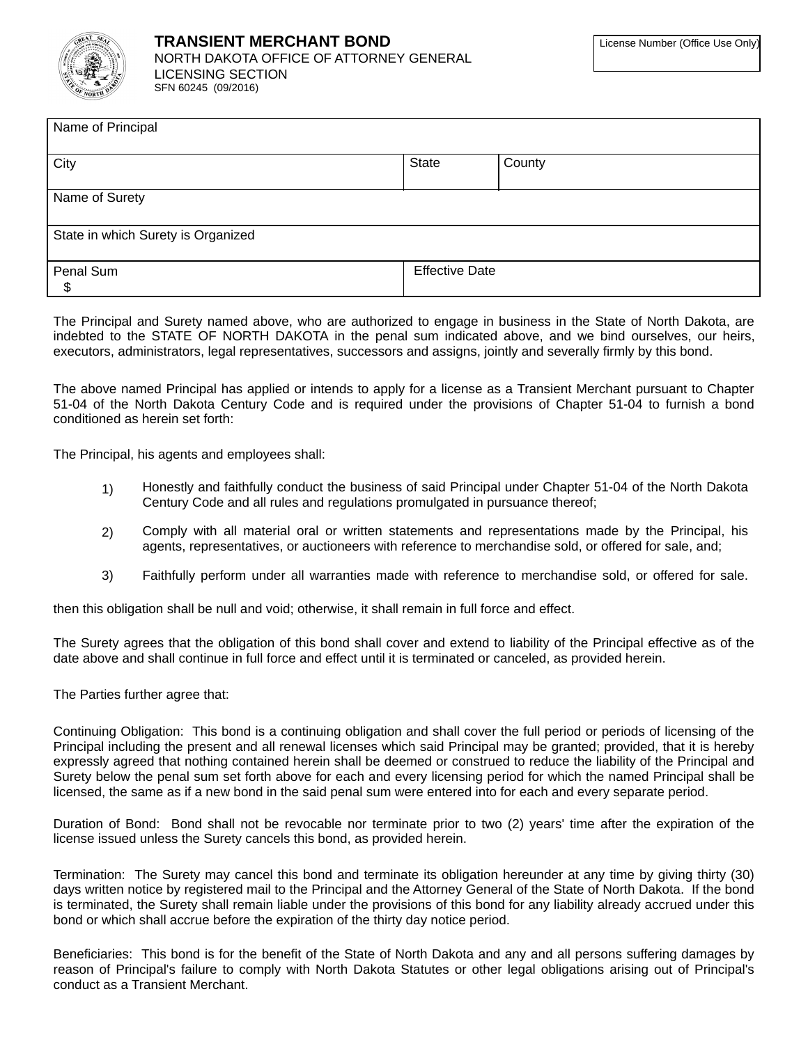# TRANSIENT MERCHANT BOND

NORTH DAKOTA OFFICE OF ATTORNEY GENERAL
LICENSING SECTION
SFN 60245 (09/2016)

| License Number (Office Use Only) |
|---|
| |

| Name of Principal | | |
|---|---|---|
| City | State | County |
| Name of Surety | | |
| State in which Surety is Organized | | |
| Penal Sum $ | Effective Date | |

The Principal and Surety named above, who are authorized to engage in business in the State of North Dakota, are indebted to the STATE OF NORTH DAKOTA in the penal sum indicated above, and we bind ourselves, our heirs, executors, administrators, legal representatives, successors and assigns, jointly and severally firmly by this bond.

The above named Principal has applied or intends to apply for a license as a Transient Merchant pursuant to Chapter 51-04 of the North Dakota Century Code and is required under the provisions of Chapter 51-04 to furnish a bond conditioned as herein set forth:

The Principal, his agents and employees shall:

1) Honestly and faithfully conduct the business of said Principal under Chapter 51-04 of the North Dakota Century Code and all rules and regulations promulgated in pursuance thereof;

2) Comply with all material oral or written statements and representations made by the Principal, his agents, representatives, or auctioneers with reference to merchandise sold, or offered for sale, and;

3) Faithfully perform under all warranties made with reference to merchandise sold, or offered for sale.

then this obligation shall be null and void; otherwise, it shall remain in full force and effect.

The Surety agrees that the obligation of this bond shall cover and extend to liability of the Principal effective as of the date above and shall continue in full force and effect until it is terminated or canceled, as provided herein.

The Parties further agree that:

Continuing Obligation: This bond is a continuing obligation and shall cover the full period or periods of licensing of the Principal including the present and all renewal licenses which said Principal may be granted; provided, that it is hereby expressly agreed that nothing contained herein shall be deemed or construed to reduce the liability of the Principal and Surety below the penal sum set forth above for each and every licensing period for which the named Principal shall be licensed, the same as if a new bond in the said penal sum were entered into for each and every separate period.

Duration of Bond: Bond shall not be revocable nor terminate prior to two (2) years' time after the expiration of the license issued unless the Surety cancels this bond, as provided herein.

Termination: The Surety may cancel this bond and terminate its obligation hereunder at any time by giving thirty (30) days written notice by registered mail to the Principal and the Attorney General of the State of North Dakota. If the bond is terminated, the Surety shall remain liable under the provisions of this bond for any liability already accrued under this bond or which shall accrue before the expiration of the thirty day notice period.

Beneficiaries: This bond is for the benefit of the State of North Dakota and any and all persons suffering damages by reason of Principal's failure to comply with North Dakota Statutes or other legal obligations arising out of Principal's conduct as a Transient Merchant.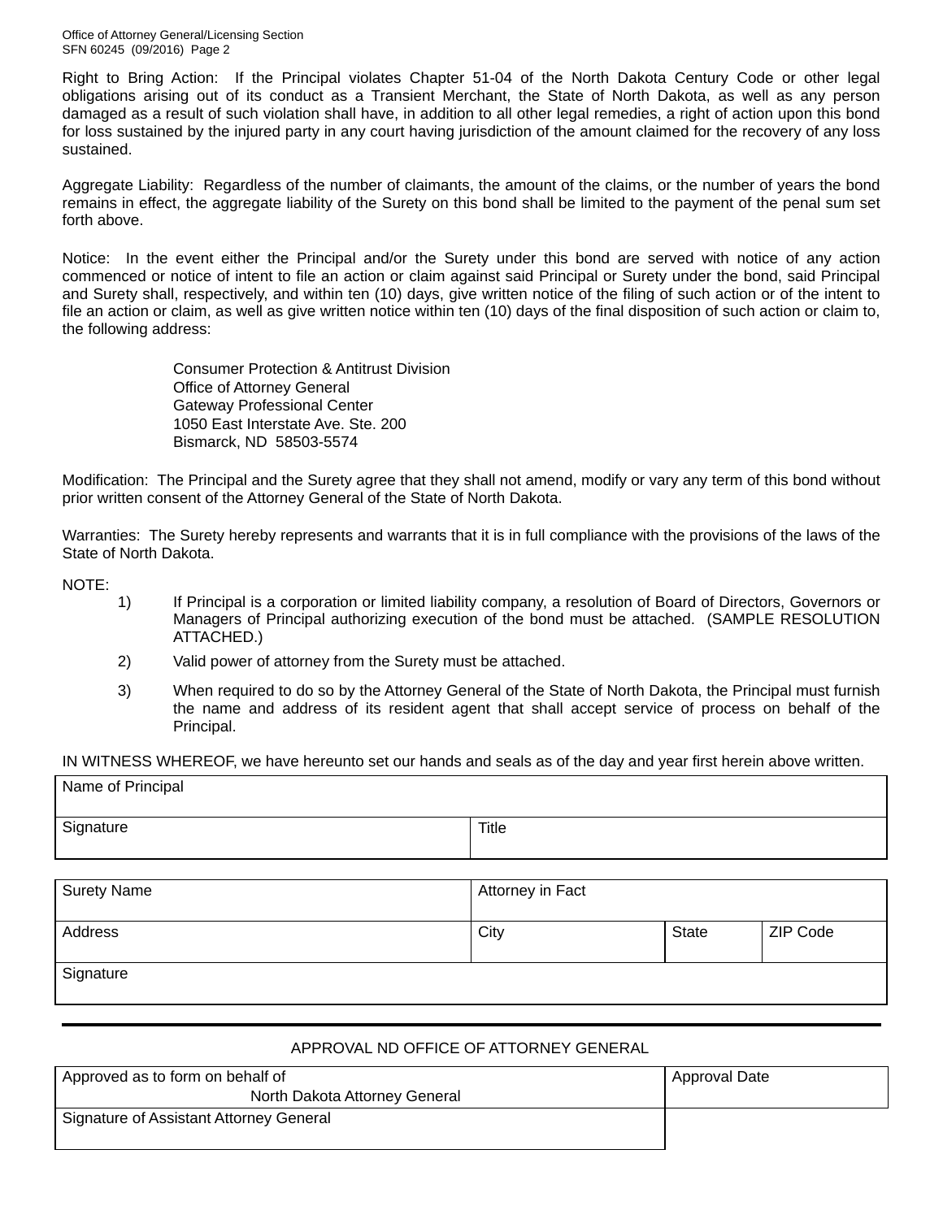Right to Bring Action: If the Principal violates Chapter 51-04 of the North Dakota Century Code or other legal obligations arising out of its conduct as a Transient Merchant, the State of North Dakota, as well as any person damaged as a result of such violation shall have, in addition to all other legal remedies, a right of action upon this bond for loss sustained by the injured party in any court having jurisdiction of the amount claimed for the recovery of any loss sustained.

Aggregate Liability: Regardless of the number of claimants, the amount of the claims, or the number of years the bond remains in effect, the aggregate liability of the Surety on this bond shall be limited to the payment of the penal sum set forth above.

Notice: In the event either the Principal and/or the Surety under this bond are served with notice of any action commenced or notice of intent to file an action or claim against said Principal or Surety under the bond, said Principal and Surety shall, respectively, and within ten (10) days, give written notice of the filing of such action or of the intent to file an action or claim, as well as give written notice within ten (10) days of the final disposition of such action or claim to, the following address:

Consumer Protection & Antitrust Division
Office of Attorney General
Gateway Professional Center
1050 East Interstate Ave. Ste. 200
Bismarck, ND 58503-5574

Modification: The Principal and the Surety agree that they shall not amend, modify or vary any term of this bond without prior written consent of the Attorney General of the State of North Dakota.

Warranties: The Surety hereby represents and warrants that it is in full compliance with the provisions of the laws of the State of North Dakota.

NOTE:

1) If Principal is a corporation or limited liability company, a resolution of Board of Directors, Governors or Managers of Principal authorizing execution of the bond must be attached. (SAMPLE RESOLUTION ATTACHED.)
2) Valid power of attorney from the Surety must be attached.
3) When required to do so by the Attorney General of the State of North Dakota, the Principal must furnish the name and address of its resident agent that shall accept service of process on behalf of the Principal.

IN WITNESS WHEREOF, we have hereunto set our hands and seals as of the day and year first herein above written.

| Name of Principal | |
|---|---|
| Signature | Title |

| Surety Name | Attorney in Fact | | |
|---|---|---|---|
| Address | City | State | ZIP Code |
| Signature | | | |

APPROVAL ND OFFICE OF ATTORNEY GENERAL

| Approved as to form on behalf of North Dakota Attorney General | Approval Date |
|---|---|
| Signature of Assistant Attorney General | |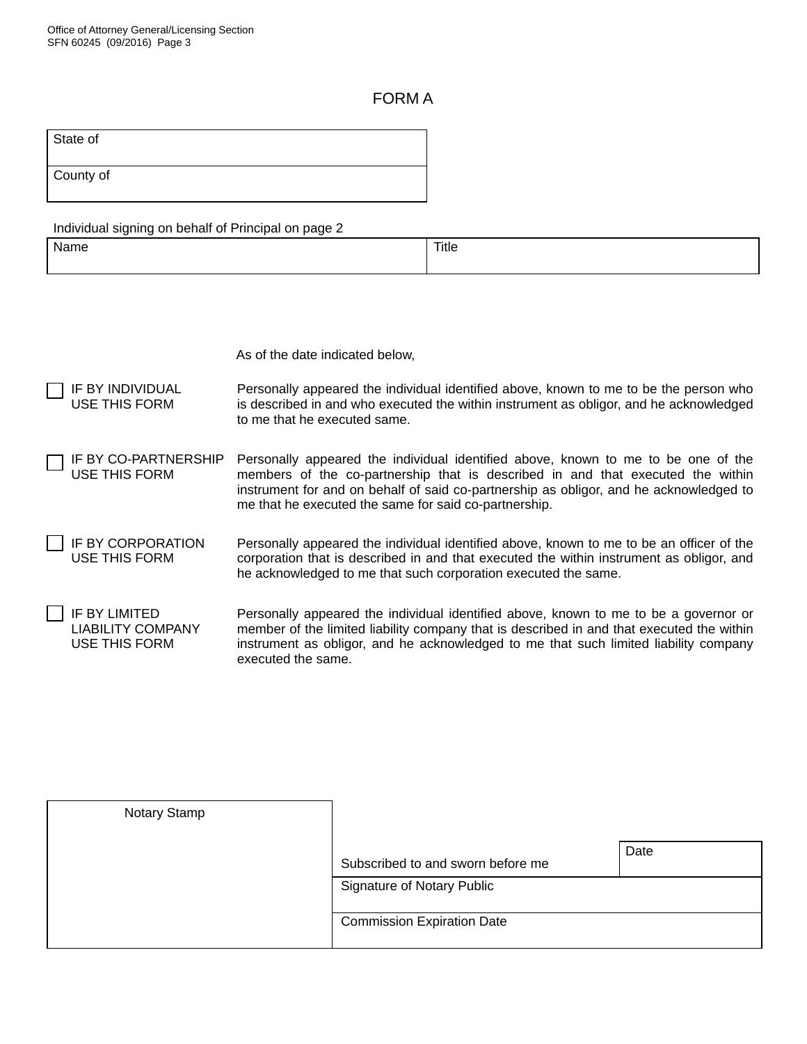# FORM A

| State of |
|---|
| County of |

Individual signing on behalf of Principal on page 2

| Name | Title |
|---|---|
| | |

As of the date indicated below,

| | |
|---|---|
| ☐ IF BY INDIVIDUAL USE THIS FORM | Personally appeared the individual identified above, known to me to be the person who is described in and who executed the within instrument as obligor, and he acknowledged to me that he executed same. |
| ☐ IF BY CO-PARTNERSHIP USE THIS FORM | Personally appeared the individual identified above, known to me to be one of the members of the co-partnership that is described in and that executed the within instrument for and on behalf of said co-partnership as obligor, and he acknowledged to me that he executed the same for said co-partnership. |
| ☐ IF BY CORPORATION USE THIS FORM | Personally appeared the individual identified above, known to me to be an officer of the corporation that is described in and that executed the within instrument as obligor, and he acknowledged to me that such corporation executed the same. |
| ☐ IF BY LIMITED LIABILITY COMPANY USE THIS FORM | Personally appeared the individual identified above, known to me to be a governor or member of the limited liability company that is described in and that executed the within instrument as obligor, and he acknowledged to me that such limited liability company executed the same. |

| Notary Stamp | Subscribed to and sworn before me | Date |
|---|---|---|
| | Signature of Notary Public | |
| | Commission Expiration Date | |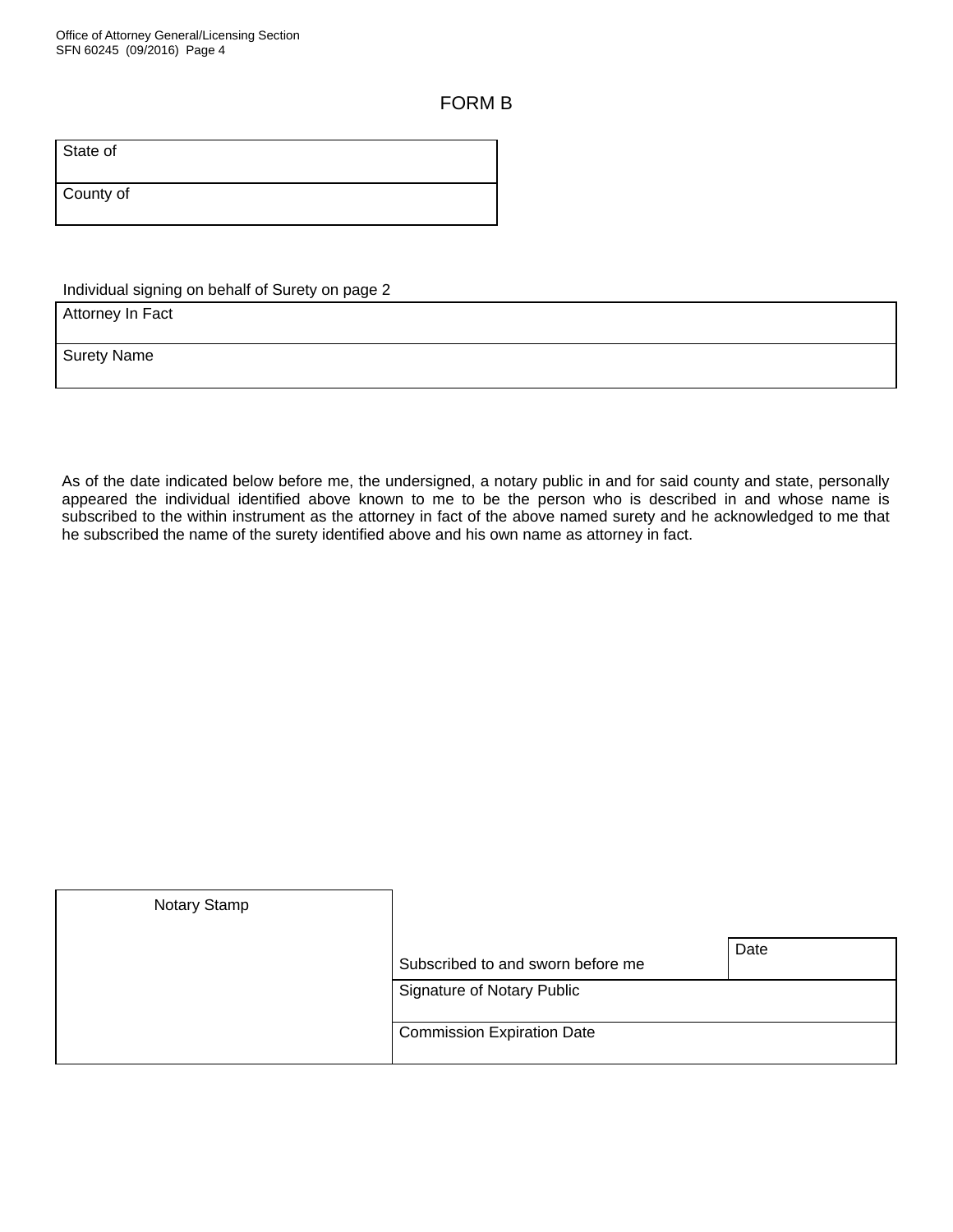# FORM B

| State of |
|---|
| County of |

Individual signing on behalf of Surety on page 2

| Attorney In Fact |
|---|
| Surety Name |

As of the date indicated below before me, the undersigned, a notary public in and for said county and state, personally appeared the individual identified above known to me to be the person who is described in and whose name is subscribed to the within instrument as the attorney in fact of the above named surety and he acknowledged to me that he subscribed the name of the surety identified above and his own name as attorney in fact.

| Notary Stamp | Subscribed to and sworn before me | Date |
|---|---|---|
| | Signature of Notary Public | |
| | Commission Expiration Date | |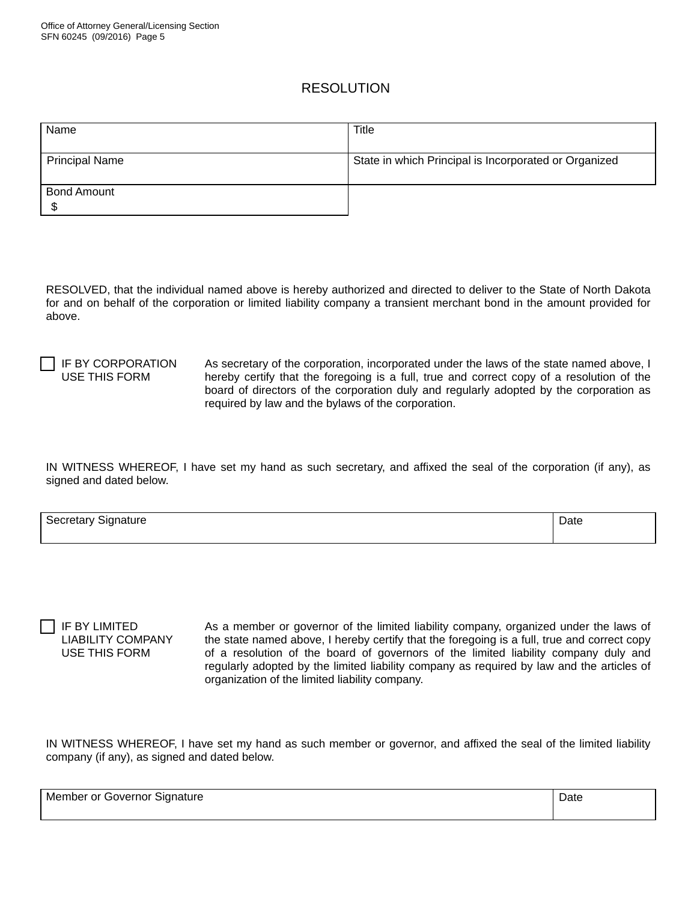# RESOLUTION

| Name | Title |
|---|---|
| Principal Name | State in which Principal is Incorporated or Organized |
| Bond Amount<br>$ | |

RESOLVED, that the individual named above is hereby authorized and directed to deliver to the State of North Dakota for and on behalf of the corporation or limited liability company a transient merchant bond in the amount provided for above.

☐ IF BY CORPORATION USE THIS FORM

As secretary of the corporation, incorporated under the laws of the state named above, I hereby certify that the foregoing is a full, true and correct copy of a resolution of the board of directors of the corporation duly and regularly adopted by the corporation as required by law and the bylaws of the corporation.

IN WITNESS WHEREOF, I have set my hand as such secretary, and affixed the seal of the corporation (if any), as signed and dated below.

| Secretary Signature | Date |
|---|---|
| | |

☐ IF BY LIMITED LIABILITY COMPANY USE THIS FORM

As a member or governor of the limited liability company, organized under the laws of the state named above, I hereby certify that the foregoing is a full, true and correct copy of a resolution of the board of governors of the limited liability company duly and regularly adopted by the limited liability company as required by law and the articles of organization of the limited liability company.

IN WITNESS WHEREOF, I have set my hand as such member or governor, and affixed the seal of the limited liability company (if any), as signed and dated below.

| Member or Governor Signature | Date |
|---|---|
| | |